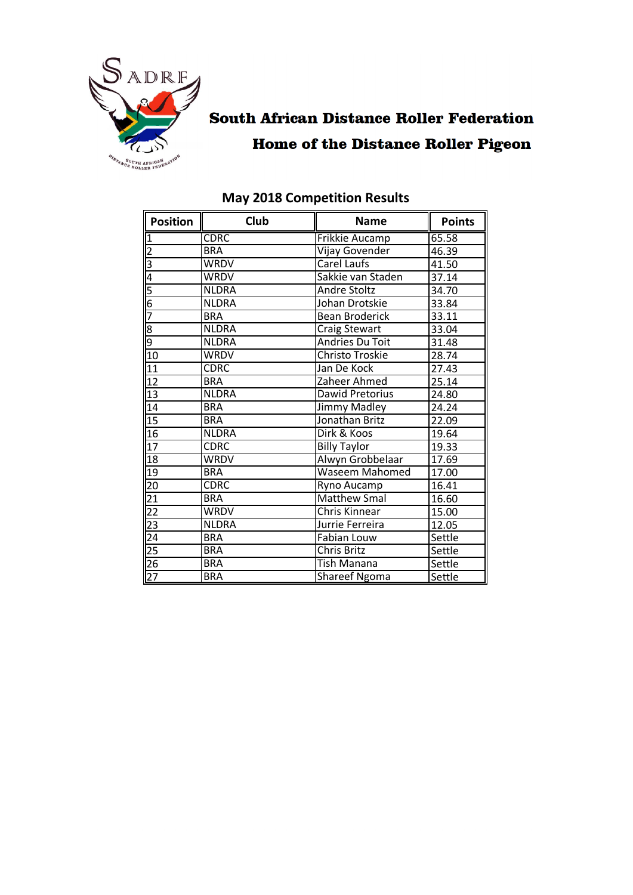# South African Distance Roller Federation

## Home of the Distance Roller Pigeon

### May 2018 Competition Results

| Position | Club | Name | Points |
|---|---|---|---|
| 1 | CDRC | Frikkie Aucamp | 65.58 |
| 2 | BRA | Vijay Govender | 46.39 |
| 3 | WRDV | Carel Laufs | 41.50 |
| 4 | WRDV | Sakkie van Staden | 37.14 |
| 5 | NLDRA | Andre Stoltz | 34.70 |
| 6 | NLDRA | Johan Drotskie | 33.84 |
| 7 | BRA | Bean Broderick | 33.11 |
| 8 | NLDRA | Craig Stewart | 33.04 |
| 9 | NLDRA | Andries Du Toit | 31.48 |
| 10 | WRDV | Christo Troskie | 28.74 |
| 11 | CDRC | Jan De Kock | 27.43 |
| 12 | BRA | Zaheer Ahmed | 25.14 |
| 13 | NLDRA | Dawid Pretorius | 24.80 |
| 14 | BRA | Jimmy Madley | 24.24 |
| 15 | BRA | Jonathan Britz | 22.09 |
| 16 | NLDRA | Dirk & Koos | 19.64 |
| 17 | CDRC | Billy Taylor | 19.33 |
| 18 | WRDV | Alwyn Grobbelaar | 17.69 |
| 19 | BRA | Waseem Mahomed | 17.00 |
| 20 | CDRC | Ryno Aucamp | 16.41 |
| 21 | BRA | Matthew Smal | 16.60 |
| 22 | WRDV | Chris Kinnear | 15.00 |
| 23 | NLDRA | Jurrie Ferreira | 12.05 |
| 24 | BRA | Fabian Louw | Settle |
| 25 | BRA | Chris Britz | Settle |
| 26 | BRA | Tish Manana | Settle |
| 27 | BRA | Shareef Ngoma | Settle |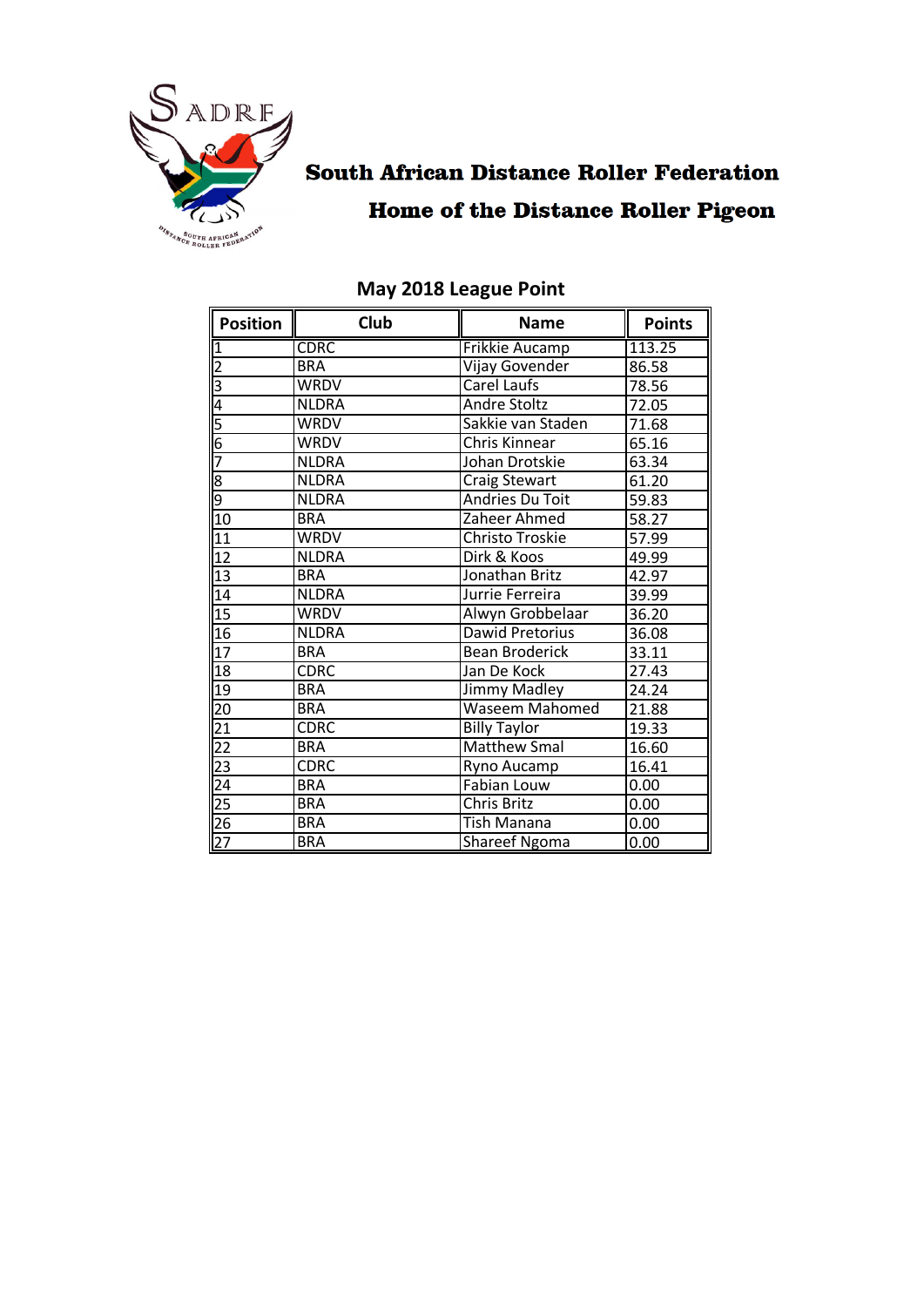# South African Distance Roller Federation

## Home of the Distance Roller Pigeon

### May 2018 League Point

| Position | Club | Name | Points |
|---|---|---|---|
| 1 | CDRC | Frikkie Aucamp | 113.25 |
| 2 | BRA | Vijay Govender | 86.58 |
| 3 | WRDV | Carel Laufs | 78.56 |
| 4 | NLDRA | Andre Stoltz | 72.05 |
| 5 | WRDV | Sakkie van Staden | 71.68 |
| 6 | WRDV | Chris Kinnear | 65.16 |
| 7 | NLDRA | Johan Drotskie | 63.34 |
| 8 | NLDRA | Craig Stewart | 61.20 |
| 9 | NLDRA | Andries Du Toit | 59.83 |
| 10 | BRA | Zaheer Ahmed | 58.27 |
| 11 | WRDV | Christo Troskie | 57.99 |
| 12 | NLDRA | Dirk & Koos | 49.99 |
| 13 | BRA | Jonathan Britz | 42.97 |
| 14 | NLDRA | Jurrie Ferreira | 39.99 |
| 15 | WRDV | Alwyn Grobbelaar | 36.20 |
| 16 | NLDRA | Dawid Pretorius | 36.08 |
| 17 | BRA | Bean Broderick | 33.11 |
| 18 | CDRC | Jan De Kock | 27.43 |
| 19 | BRA | Jimmy Madley | 24.24 |
| 20 | BRA | Waseem Mahomed | 21.88 |
| 21 | CDRC | Billy Taylor | 19.33 |
| 22 | BRA | Matthew Smal | 16.60 |
| 23 | CDRC | Ryno Aucamp | 16.41 |
| 24 | BRA | Fabian Louw | 0.00 |
| 25 | BRA | Chris Britz | 0.00 |
| 26 | BRA | Tish Manana | 0.00 |
| 27 | BRA | Shareef Ngoma | 0.00 |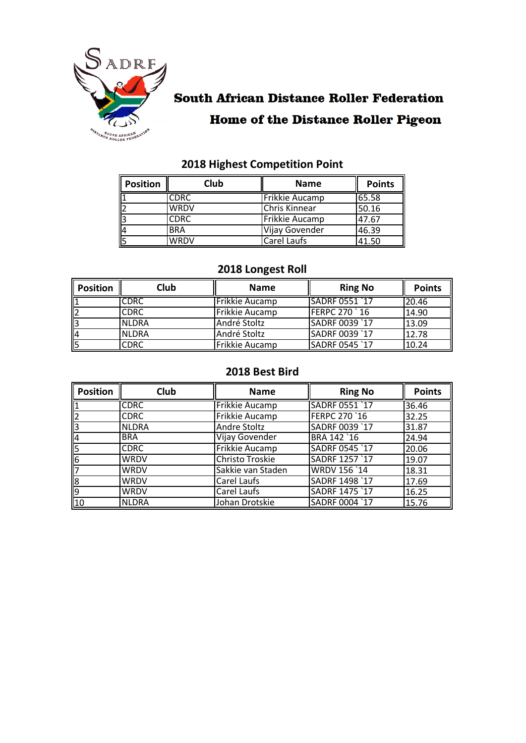# South African Distance Roller Federation

## Home of the Distance Roller Pigeon

### 2018 Highest Competition Point

| Position | Club | Name | Points |
|---|---|---|---|
| 1 | CDRC | Frikkie Aucamp | 65.58 |
| 2 | WRDV | Chris Kinnear | 50.16 |
| 3 | CDRC | Frikkie Aucamp | 47.67 |
| 4 | BRA | Vijay Govender | 46.39 |
| 5 | WRDV | Carel Laufs | 41.50 |

### 2018 Longest Roll

| Position | Club | Name | Ring No | Points |
|---|---|---|---|---|
| 1 | CDRC | Frikkie Aucamp | SADRF 0551 `17 | 20.46 |
| 2 | CDRC | Frikkie Aucamp | FERPC 270 ` 16 | 14.90 |
| 3 | NLDRA | André Stoltz | SADRF 0039 `17 | 13.09 |
| 4 | NLDRA | André Stoltz | SADRF 0039 `17 | 12.78 |
| 5 | CDRC | Frikkie Aucamp | SADRF 0545 `17 | 10.24 |

### 2018 Best Bird

| Position | Club | Name | Ring No | Points |
|---|---|---|---|---|
| 1 | CDRC | Frikkie Aucamp | SADRF 0551 `17 | 36.46 |
| 2 | CDRC | Frikkie Aucamp | FERPC 270 `16 | 32.25 |
| 3 | NLDRA | Andre Stoltz | SADRF 0039 `17 | 31.87 |
| 4 | BRA | Vijay Govender | BRA 142 `16 | 24.94 |
| 5 | CDRC | Frikkie Aucamp | SADRF 0545 `17 | 20.06 |
| 6 | WRDV | Christo Troskie | SADRF 1257 `17 | 19.07 |
| 7 | WRDV | Sakkie van Staden | WRDV 156 `14 | 18.31 |
| 8 | WRDV | Carel Laufs | SADRF 1498 `17 | 17.69 |
| 9 | WRDV | Carel Laufs | SADRF 1475 `17 | 16.25 |
| 10 | NLDRA | Johan Drotskie | SADRF 0004 `17 | 15.76 |